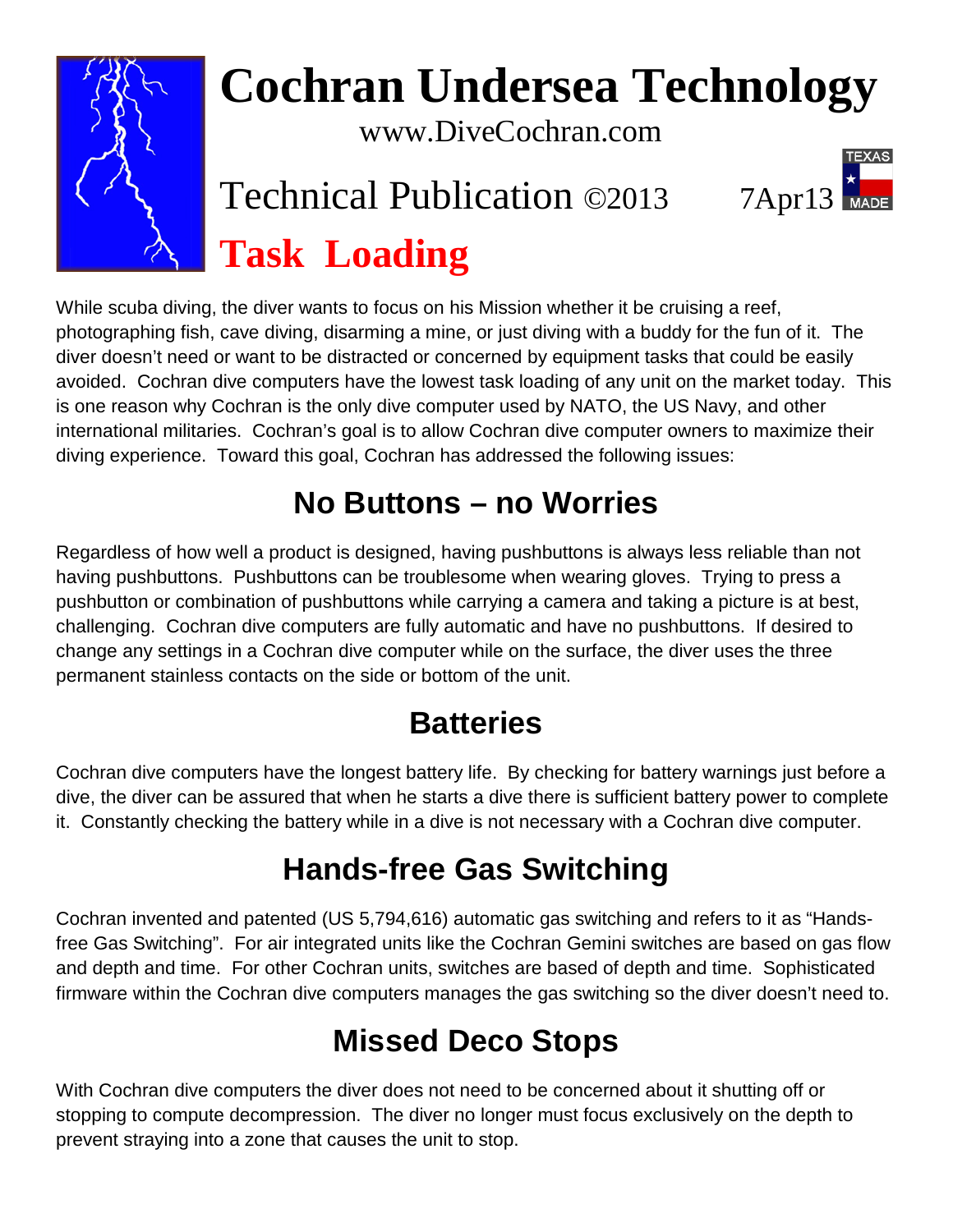# Cochran Undersea Technology

www.DiveCochran.com

Technical Publication ©2013 7Apr13

TEXAS MADE

# Task Loading

While scuba diving, the diver wants to focus on his Mission whether it be cruising a reef, photographing fish, cave diving, disarming a mine, or just diving with a buddy for the fun of it. The diver doesn't need or want to be distracted or concerned by equipment tasks that could be easily avoided. Cochran dive computers have the lowest task loading of any unit on the market today. This is one reason why Cochran is the only dive computer used by NATO, the US Navy, and other international militaries. Cochran's goal is to allow Cochran dive computer owners to maximize their diving experience. Toward this goal, Cochran has addressed the following issues:

## No Buttons – no Worries

Regardless of how well a product is designed, having pushbuttons is always less reliable than not having pushbuttons. Pushbuttons can be troublesome when wearing gloves. Trying to press a pushbutton or combination of pushbuttons while carrying a camera and taking a picture is at best, challenging. Cochran dive computers are fully automatic and have no pushbuttons. If desired to change any settings in a Cochran dive computer while on the surface, the diver uses the three permanent stainless contacts on the side or bottom of the unit.

## Batteries

Cochran dive computers have the longest battery life. By checking for battery warnings just before a dive, the diver can be assured that when he starts a dive there is sufficient battery power to complete it. Constantly checking the battery while in a dive is not necessary with a Cochran dive computer.

## Hands-free Gas Switching

Cochran invented and patented (US 5,794,616) automatic gas switching and refers to it as "Hands-free Gas Switching". For air integrated units like the Cochran Gemini switches are based on gas flow and depth and time. For other Cochran units, switches are based of depth and time. Sophisticated firmware within the Cochran dive computers manages the gas switching so the diver doesn't need to.

## Missed Deco Stops

With Cochran dive computers the diver does not need to be concerned about it shutting off or stopping to compute decompression. The diver no longer must focus exclusively on the depth to prevent straying into a zone that causes the unit to stop.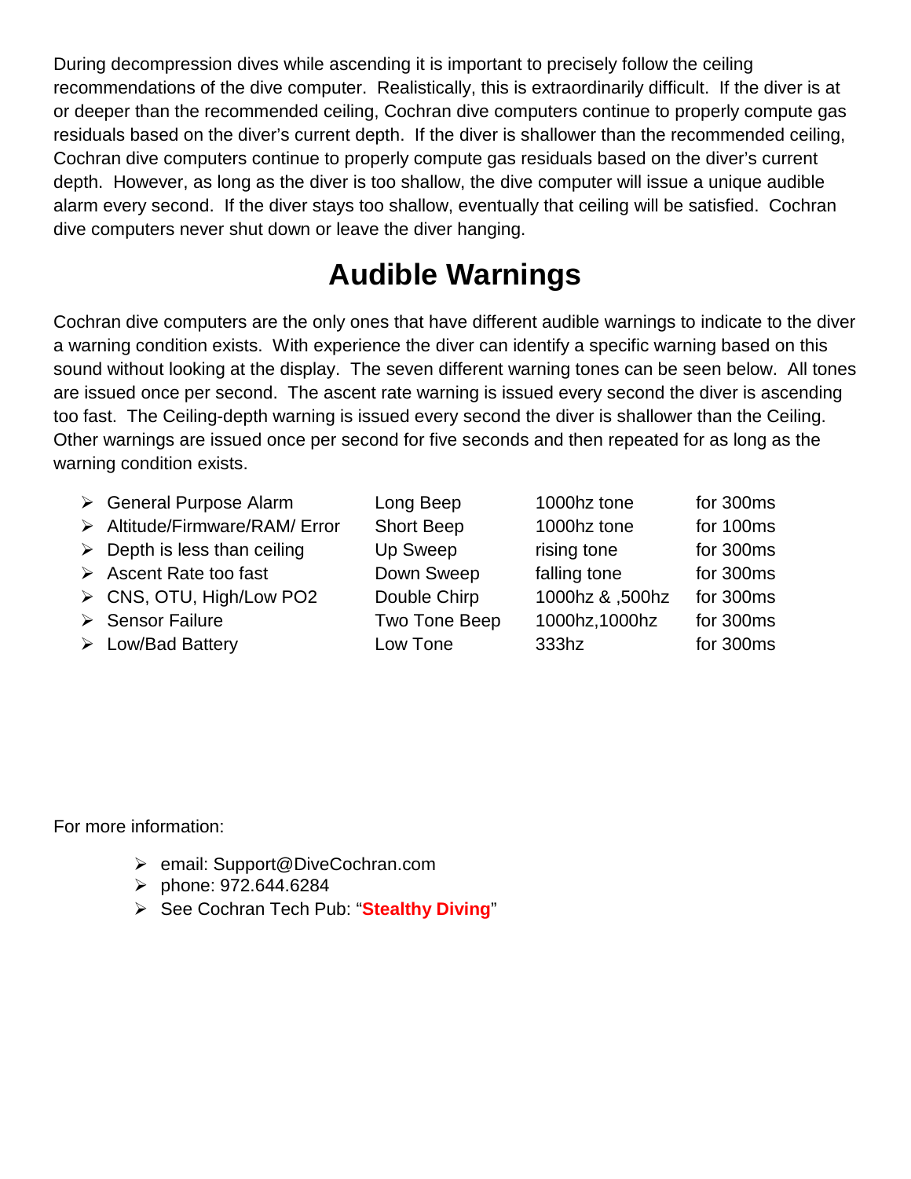During decompression dives while ascending it is important to precisely follow the ceiling recommendations of the dive computer. Realistically, this is extraordinarily difficult. If the diver is at or deeper than the recommended ceiling, Cochran dive computers continue to properly compute gas residuals based on the diver's current depth. If the diver is shallower than the recommended ceiling, Cochran dive computers continue to properly compute gas residuals based on the diver's current depth. However, as long as the diver is too shallow, the dive computer will issue a unique audible alarm every second. If the diver stays too shallow, eventually that ceiling will be satisfied. Cochran dive computers never shut down or leave the diver hanging.

# Audible Warnings

Cochran dive computers are the only ones that have different audible warnings to indicate to the diver a warning condition exists. With experience the diver can identify a specific warning based on this sound without looking at the display. The seven different warning tones can be seen below. All tones are issued once per second. The ascent rate warning is issued every second the diver is ascending too fast. The Ceiling-depth warning is issued every second the diver is shallower than the Ceiling. Other warnings are issued once per second for five seconds and then repeated for as long as the warning condition exists.

| | | | |
|---|---|---|---|
| ➢ General Purpose Alarm | Long Beep | 1000hz tone | for 300ms |
| ➢ Altitude/Firmware/RAM/ Error | Short Beep | 1000hz tone | for 100ms |
| ➢ Depth is less than ceiling | Up Sweep | rising tone | for 300ms |
| ➢ Ascent Rate too fast | Down Sweep | falling tone | for 300ms |
| ➢ CNS, OTU, High/Low PO2 | Double Chirp | 1000hz & ,500hz | for 300ms |
| ➢ Sensor Failure | Two Tone Beep | 1000hz,1000hz | for 300ms |
| ➢ Low/Bad Battery | Low Tone | 333hz | for 300ms |

For more information:

- email: Support@DiveCochran.com
- phone: 972.644.6284
- See Cochran Tech Pub: "**Stealthy Diving**"